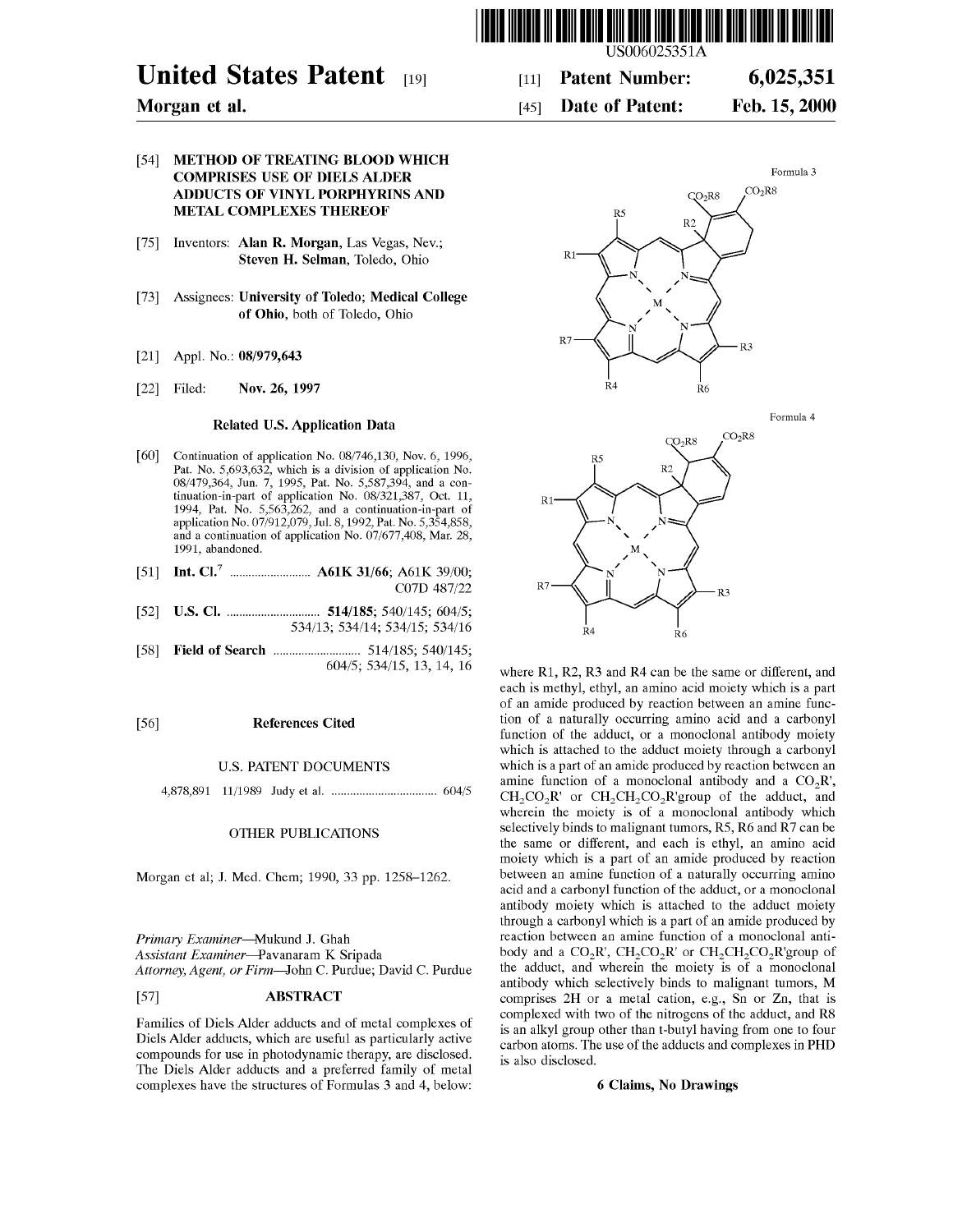# United States Patent [19]

**Morgan et al.**

[11] **Patent Number: 6,025,351**

[45] **Date of Patent: Feb. 15, 2000**

[54] **METHOD OF TREATING BLOOD WHICH COMPRISES USE OF DIELS ALDER ADDUCTS OF VINYL PORPHYRINS AND METAL COMPLEXES THEREOF**

[75] Inventors: **Alan R. Morgan**, Las Vegas, Nev.; **Steven H. Selman**, Toledo, Ohio

[73] Assignees: **University of Toledo; Medical College of Ohio**, both of Toledo, Ohio

[21] Appl. No.: **08/979,643**

[22] Filed: **Nov. 26, 1997**

### Related U.S. Application Data

[60] Continuation of application No. 08/746,130, Nov. 6, 1996, Pat. No. 5,693,632, which is a division of application No. 08/479,364, Jun. 7, 1995, Pat. No. 5,587,394, and a continuation-in-part of application No. 08/321,387, Oct. 11, 1994, Pat. No. 5,563,262, and a continuation-in-part of application No. 07/912,079, Jul. 8, 1992, Pat. No. 5,354,858, and a continuation of application No. 07/677,408, Mar. 28, 1991, abandoned.

[51] **Int. Cl.**[7] .......................... **A61K 31/66**; A61K 39/00; C07D 487/22

[52] **U.S. Cl.** .............................. **514/185**; 540/145; 604/5; 534/13; 534/14; 534/15; 534/16

[58] **Field of Search** ............................ 514/185; 540/145; 604/5; 534/15, 13, 14, 16

[56] **References Cited**

U.S. PATENT DOCUMENTS

4,878,891 11/1989 Judy et al. .................................. 604/5

OTHER PUBLICATIONS

Morgan et al; J. Med. Chem; 1990, 33 pp. 1258–1262.

*Primary Examiner*—Mukund J. Ghah
*Assistant Examiner*—Pavanaram K Sripada
*Attorney, Agent, or Firm*—John C. Purdue; David C. Purdue

[57] **ABSTRACT**

Families of Diels Alder adducts and of metal complexes of Diels Alder adducts, which are useful as particularly active compounds for use in photodynamic therapy, are disclosed. The Diels Alder adducts and a preferred family of metal complexes have the structures of Formulas 3 and 4, below:

Formula 3

Formula 4

where R1, R2, R3 and R4 can be the same or different, and each is methyl, ethyl, an amino acid moiety which is a part of an amide produced by reaction between an amine function of a naturally occurring amino acid and a carbonyl function of the adduct, or a monoclonal antibody moiety which is attached to the adduct moiety through a carbonyl which is a part of an amide produced by reaction between an amine function of a monoclonal antibody and a $CO_2R'$, $CH_2CO_2R'$ or $CH_2CH_2CO_2R'$group of the adduct, and wherein the moiety is of a monoclonal antibody which selectively binds to malignant tumors, R5, R6 and R7 can be the same or different, and each is ethyl, an amino acid moiety which is a part of an amide produced by reaction between an amine function of a naturally occurring amino acid and a carbonyl function of the adduct, or a monoclonal antibody moiety which is attached to the adduct moiety through a carbonyl which is a part of an amide produced by reaction between an amine function of a monoclonal antibody and a $CO_2R'$, $CH_2CO_2R'$ or $CH_2CH_2CO_2R'$group of the adduct, and wherein the moiety is of a monoclonal antibody which selectively binds to malignant tumors, M comprises 2H or a metal cation, e.g., Sn or Zn, that is complexed with two of the nitrogens of the adduct, and R8 is an alkyl group other than t-butyl having from one to four carbon atoms. The use of the adducts and complexes in PHD is also disclosed.

**6 Claims, No Drawings**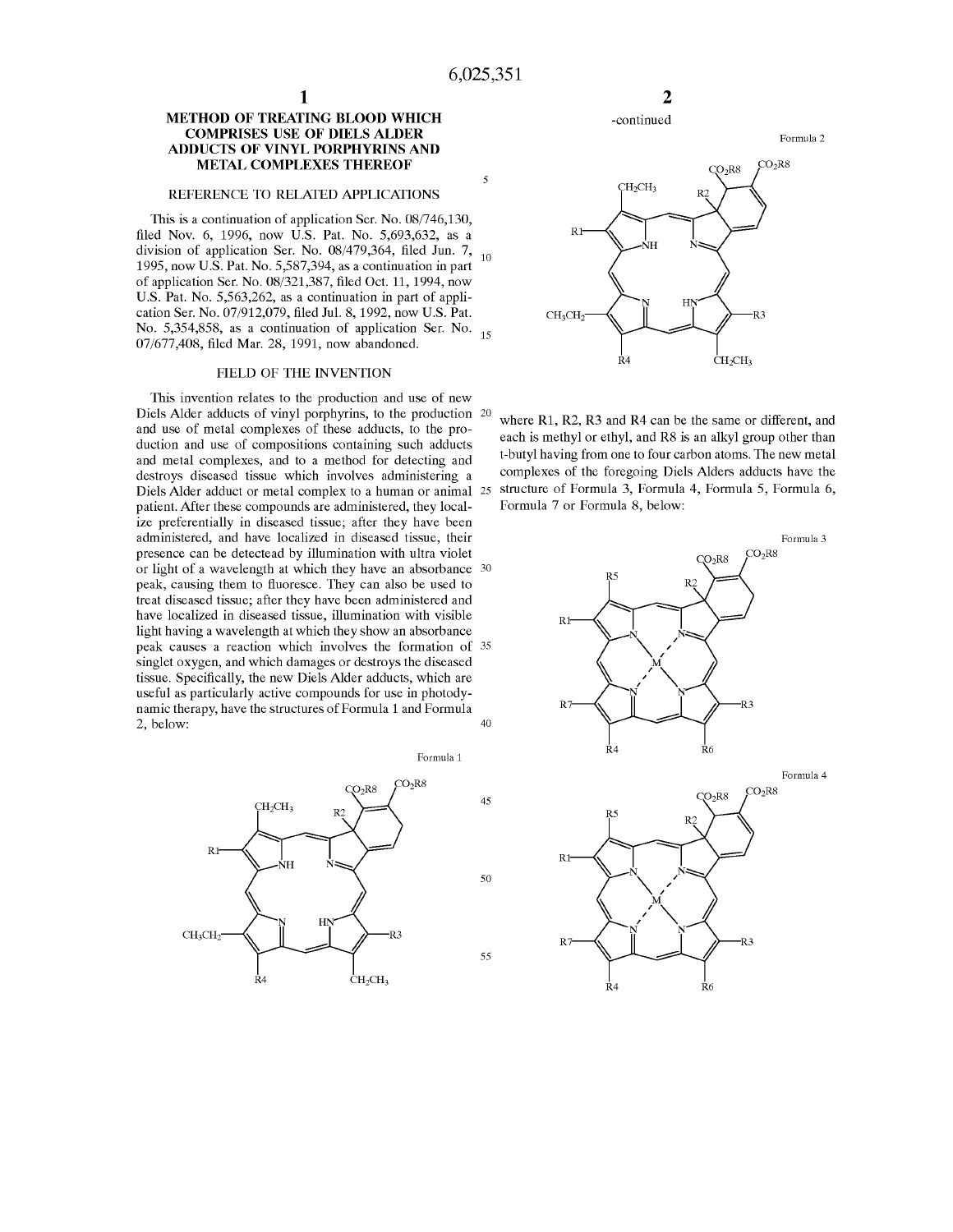# METHOD OF TREATING BLOOD WHICH COMPRISES USE OF DIELS ALDER ADDUCTS OF VINYL PORPHYRINS AND METAL COMPLEXES THEREOF

## REFERENCE TO RELATED APPLICATIONS

This is a continuation of application Ser. No. 08/746,130, filed Nov. 6, 1996, now U.S. Pat. No. 5,693,632, as a division of application Ser. No. 08/479,364, filed Jun. 7, 1995, now U.S. Pat. No. 5,587,394, as a continuation in part of application Ser. No. 08/321,387, filed Oct. 11, 1994, now U.S. Pat. No. 5,563,262, as a continuation in part of application Ser. No. 07/912,079, filed Jul. 8, 1992, now U.S. Pat. No. 5,354,858, as a continuation of application Ser. No. 07/677,408, filed Mar. 28, 1991, now abandoned.

## FIELD OF THE INVENTION

This invention relates to the production and use of new Diels Alder adducts of vinyl porphyrins, to the production and use of metal complexes of these adducts, to the production and use of compositions containing such adducts and metal complexes, and to a method for detecting and destroys diseased tissue which involves administering a Diels Alder adduct or metal complex to a human or animal patient. After these compounds are administered, they localize preferentially in diseased tissue; after they have been administered, and have localized in diseased tissue, their presence can be detectead by illumination with ultra violet or light of a wavelength at which they have an absorbance peak, causing them to fluoresce. They can also be used to treat diseased tissue; after they have been administered and have localized in diseased tissue, illumination with visible light having a wavelength at which they show an absorbance peak causes a reaction which involves the formation of singlet oxygen, and which damages or destroys the diseased tissue. Specifically, the new Diels Alder adducts, which are useful as particularly active compounds for use in photodynamic therapy, have the structures of Formula 1 and Formula 2, below:

Formula 1

Formula 2

where R1, R2, R3 and R4 can be the same or different, and each is methyl or ethyl, and R8 is an alkyl group other than t-butyl having from one to four carbon atoms. The new metal complexes of the foregoing Diels Alders adducts have the structure of Formula 3, Formula 4, Formula 5, Formula 6, Formula 7 or Formula 8, below:

Formula 3

Formula 4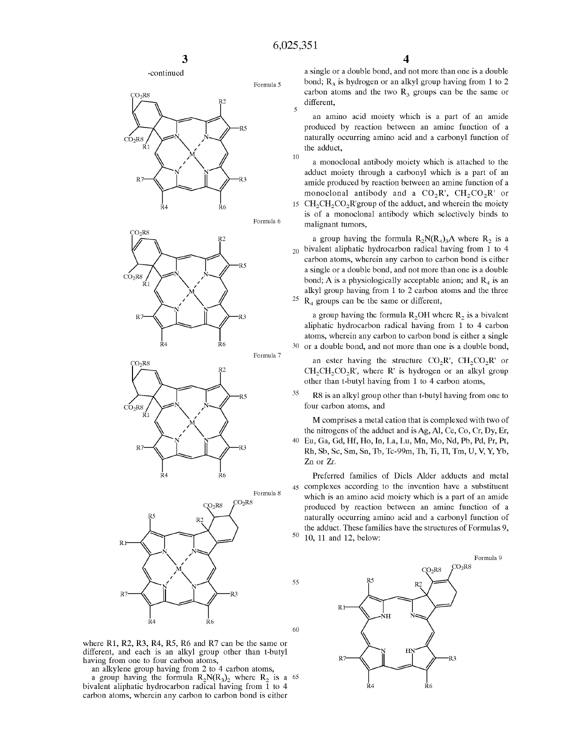-continued

Formula 5

Formula 6

Formula 7

Formula 8

where R1, R2, R3, R4, R5, R6 and R7 can be the same or different, and each is an alkyl group other than t-butyl having from one to four carbon atoms,

an alkylene group having from 2 to 4 carbon atoms,

a group having the formula $R_2N(R_3)_2$ where $R_2$ is a bivalent aliphatic hydrocarbon radical having from 1 to 4 carbon atoms, wherein any carbon to carbon bond is either a single or a double bond, and not more than one is a double bond; $R_3$ is hydrogen or an alkyl group having from 1 to 2 carbon atoms and the two $R_3$ groups can be the same or different,

an amino acid moiety which is a part of an amide produced by reaction between an amine function of a naturally occurring amino acid and a carbonyl function of the adduct,

a monoclonal antibody moiety which is attached to the adduct moiety through a carbonyl which is a part of an amide produced by reaction between an amine function of a monoclonal antibody and a $CO_2R'$, $CH_2CO_2R'$ or $CH_2CH_2CO_2R'$group of the adduct, and wherein the moiety is of a monoclonal antibody which selectively binds to malignant tumors,

a group having the formula $R_2N(R_4)_3A$ where $R_2$ is a bivalent aliphatic hydrocarbon radical having from 1 to 4 carbon atoms, wherein any carbon to carbon bond is either a single or a double bond, and not more than one is a double bond; A is a physiologically acceptable anion; and $R_4$ is an alkyl group having from 1 to 2 carbon atoms and the three $R_4$ groups can be the same or different,

a group having the formula $R_2OH$ where $R_2$ is a bivalent aliphatic hydrocarbon radical having from 1 to 4 carbon atoms, wherein any carbon to carbon bond is either a single or a double bond, and not more than one is a double bond,

an ester having the structure $CO_2R'$, $CH_2CO_2R'$ or $CH_2CH_2CO_2R'$, where R' is hydrogen or an alkyl group other than t-butyl having from 1 to 4 carbon atoms,

R8 is an alkyl group other than t-butyl having from one to four carbon atoms, and

M comprises a metal cation that is complexed with two of the nitrogens of the adduct and is Ag, Al, Ce, Co, Cr, Dy, Er, Eu, Ga, Gd, Hf, Ho, In, La, Lu, Mn, Mo, Nd, Pb, Pd, Pr, Pt, Rh, Sb, Sc, Sm, Sn, Tb, Tc-99m, Th, Ti, Tl, Tm, U, V, Y, Yb, Zn or Zr.

Preferred families of Diels Alder adducts and metal complexes according to the invention have a substituent which is an amino acid moiety which is a part of an amide produced by reaction between an amine function of a naturally occurring amino acid and a carbonyl function of the adduct. These families have the structures of Formulas 9, 10, 11 and 12, below:

Formula 9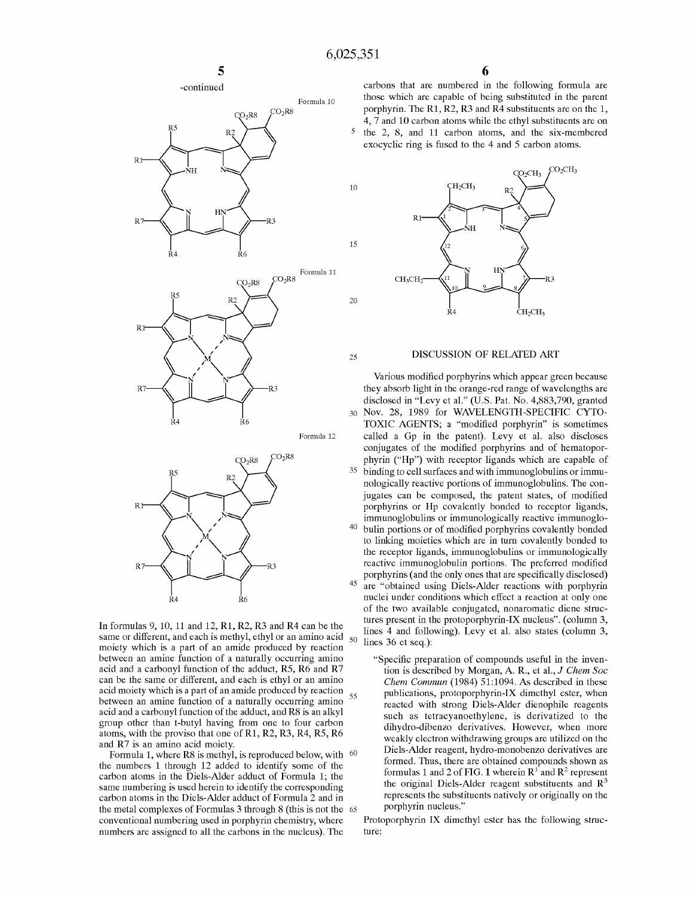-continued

Formula 10

Formula 11

Formula 12

In formulas 9, 10, 11 and 12, R1, R2, R3 and R4 can be the same or different, and each is methyl, ethyl or an amino acid moiety which is a part of an amide produced by reaction between an amine function of a naturally occurring amino acid and a carbonyl function of the adduct, R5, R6 and R7 can be the same or different, and each is ethyl or an amino acid moiety which is a part of an amide produced by reaction between an amine function of a naturally occurring amino acid and a carbonyl function of the adduct, and R8 is an alkyl group other than t-butyl having from one to four carbon atoms, with the proviso that one of R1, R2, R3, R4, R5, R6 and R7 is an amino acid moiety.

Formula 1, where R8 is methyl, is reproduced below, with the numbers 1 through 12 added to identify some of the carbon atoms in the Diels-Alder adduct of Formula 1; the same numbering is used herein to identify the corresponding carbon atoms in the Diels-Alder adduct of Formula 2 and in the metal complexes of Formulas 3 through 8 (this is not the conventional numbering used in porphyrin chemistry, where numbers are assigned to all the carbons in the nucleus). The carbons that are numbered in the following formula are those which are capable of being substituted in the parent porphyrin. The R1, R2, R3 and R4 substituents are on the 1, 4, 7 and 10 carbon atoms while the ethyl substituents are on the 2, 8, and 11 carbon atoms, and the six-membered exocyclic ring is fused to the 4 and 5 carbon atoms.

## DISCUSSION OF RELATED ART

Various modified porphyrins which appear green because they absorb light in the orange-red range of wavelengths are disclosed in "Levy et al." (U.S. Pat. No. 4,883,790, granted Nov. 28, 1989 for WAVELENGTH-SPECIFIC CYTOTOXIC AGENTS; a "modified porphyrin" is sometimes called a Gp in the patent). Levy et al. also discloses conjugates of the modified porphyrins and of hematoporphyrin ("Hp") with receptor ligands which are capable of binding to cell surfaces and with immunoglobulins or immunologically reactive portions of immunoglobulins. The conjugates can be composed, the patent states, of modified porphyrins or Hp covalently bonded to receptor ligands, immunoglobulins or immunologically reactive immunoglobulin portions or of modified porphyrins covalently bonded to linking moieties which are in turn covalently bonded to the receptor ligands, immunoglobulins or immunologically reactive immunoglobulin portions. The preferred modified porphyrins (and the only ones that are specifically disclosed) are "obtained using Diels-Alder reactions with porphyrin nuclei under conditions which effect a reaction at only one of the two available conjugated, nonaromatic diene structures present in the protoporphyrin-IX nucleus". (column 3, lines 4 and following). Levy et al. also states (column 3, lines 36 et seq.):

> "Specific preparation of compounds useful in the invention is described by Morgan, A. R., et al., *J Chem Soc Chem Commun* (1984) 51:1094. As described in these publications, protoporphyrin-IX dimethyl ester, when reacted with strong Diels-Alder dienophile reagents such as tetracyanoethylene, is derivatized to the dihydro-dibenzo derivatives. However, when more weakly electron withdrawing groups are utilized on the Diels-Alder reagent, hydro-monobenzo derivatives are formed. Thus, there are obtained compounds shown as formulas 1 and 2 of FIG. 1 wherein $R^1$ and $R^2$ represent the original Diels-Alder reagent substituents and $R^3$ represents the substituents natively or originally on the porphyrin nucleus."

Protoporphyrin IX dimethyl ester has the following structure: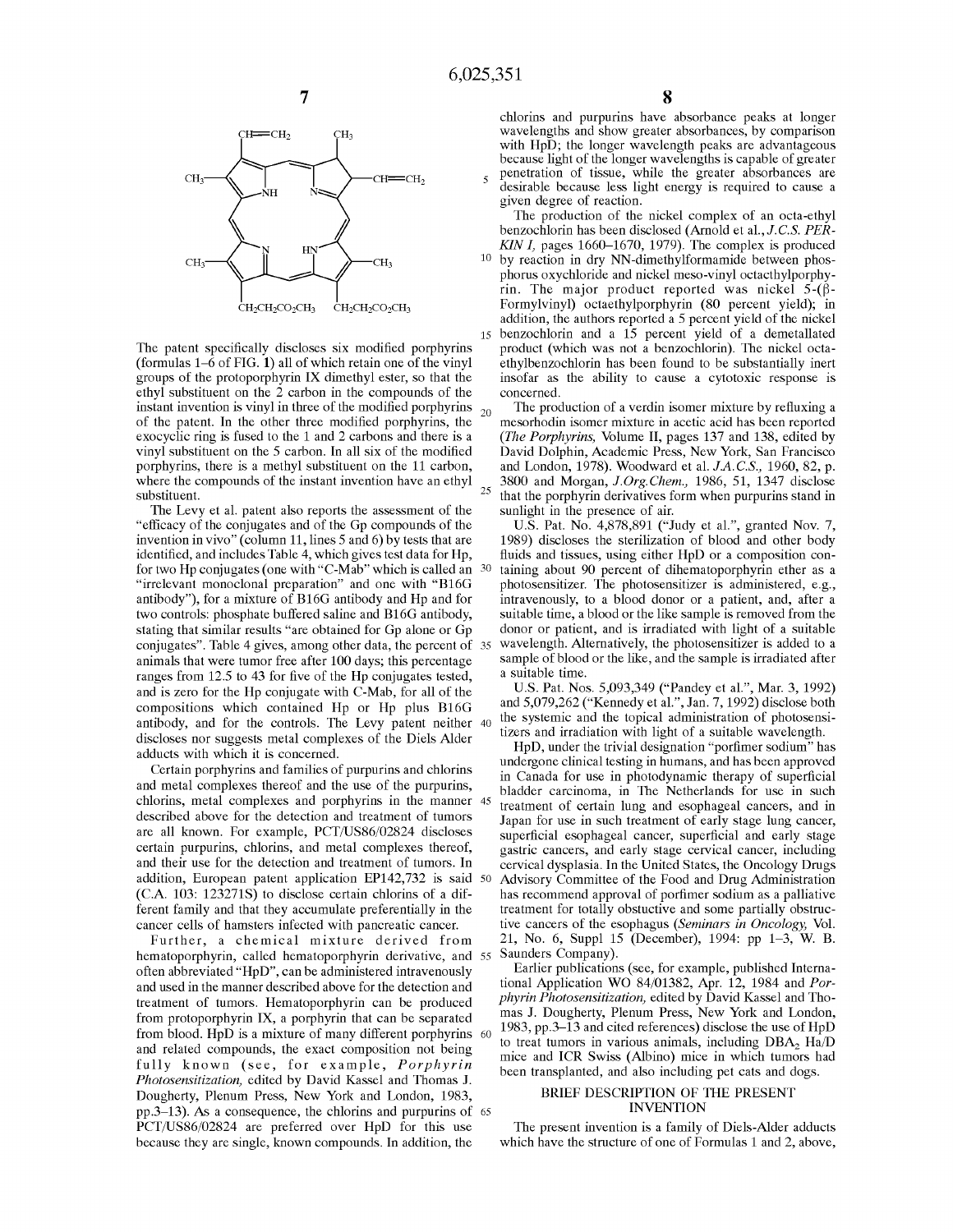The patent specifically discloses six modified porphyrins (formulas 1–6 of FIG. 1) all of which retain one of the vinyl groups of the protoporphyrin IX dimethyl ester, so that the ethyl substituent on the 2 carbon in the compounds of the instant invention is vinyl in three of the modified porphyrins of the patent. In the other three modified porphyrins, the exocyclic ring is fused to the 1 and 2 carbons and there is a vinyl substituent on the 5 carbon. In all six of the modified porphyrins, there is a methyl substituent on the 11 carbon, where the compounds of the instant invention have an ethyl substituent.

The Levy et al. patent also reports the assessment of the "efficacy of the conjugates and of the Gp compounds of the invention in vivo" (column 11, lines 5 and 6) by tests that are identified, and includes Table 4, which gives test data for Hp, for two Hp conjugates (one with "C-Mab" which is called an "irrelevant monoclonal preparation" and one with "B16G antibody"), for a mixture of B16G antibody and Hp and for two controls: phosphate buffered saline and B16G antibody, stating that similar results "are obtained for Gp alone or Gp conjugates". Table 4 gives, among other data, the percent of animals that were tumor free after 100 days; this percentage ranges from 12.5 to 43 for five of the Hp conjugates tested, and is zero for the Hp conjugate with C-Mab, for all of the compositions which contained Hp or Hp plus B16G antibody, and for the controls. The Levy patent neither discloses nor suggests metal complexes of the Diels Alder adducts with which it is concerned.

Certain porphyrins and families of purpurins and chlorins and metal complexes thereof and the use of the purpurins, chlorins, metal complexes and porphyrins in the manner described above for the detection and treatment of tumors are all known. For example, PCT/US86/02824 discloses certain purpurins, chlorins, and metal complexes thereof, and their use for the detection and treatment of tumors. In addition, European patent application EP142,732 is said (C.A. 103: 123271S) to disclose certain chlorins of a different family and that they accumulate preferentially in the cancer cells of hamsters infected with pancreatic cancer.

Further, a chemical mixture derived from hematoporphyrin, called hematoporphyrin derivative, and often abbreviated "HpD", can be administered intravenously and used in the manner described above for the detection and treatment of tumors. Hematoporphyrin can be produced from protoporphyrin IX, a porphyrin that can be separated from blood. HpD is a mixture of many different porphyrins and related compounds, the exact composition not being fully known (see, for example, *Porphyrin Photosensitization*, edited by David Kassel and Thomas J. Dougherty, Plenum Press, New York and London, 1983, pp.3–13). As a consequence, the chlorins and purpurins of PCT/US86/02824 are preferred over HpD for this use because they are single, known compounds. In addition, the chlorins and purpurins have absorbance peaks at longer wavelengths and show greater absorbances, by comparison with HpD; the longer wavelength peaks are advantageous because light of the longer wavelengths is capable of greater penetration of tissue, while the greater absorbances are desirable because less light energy is required to cause a given degree of reaction.

The production of the nickel complex of an octa-ethyl benzochlorin has been disclosed (Arnold et al., *J.C.S. PERKIN I*, pages 1660–1670, 1979). The complex is produced by reaction in dry NN-dimethylformamide between phosphorus oxychloride and nickel meso-vinyl octacthylporphyrin. The major product reported was nickel 5-(β-Formylvinyl) octaethylporphyrin (80 percent yield); in addition, the authors reported a 5 percent yield of the nickel benzochlorin and a 15 percent yield of a demetallated product (which was not a benzochlorin). The nickel octaethylbenzochlorin has been found to be substantially inert insofar as the ability to cause a cytotoxic response is concerned.

The production of a verdin isomer mixture by refluxing a mesorhodin isomer mixture in acetic acid has been reported (*The Porphyrins*, Volume II, pages 137 and 138, edited by David Dolphin, Academic Press, New York, San Francisco and London, 1978). Woodward et al. *J.A.C.S.*, 1960, 82, p. 3800 and Morgan, *J.Org.Chem.*, 1986, 51, 1347 disclose that the porphyrin derivatives form when purpurins stand in sunlight in the presence of air.

U.S. Pat. No. 4,878,891 ("Judy et al.", granted Nov. 7, 1989) discloses the sterilization of blood and other body fluids and tissues, using either HpD or a composition containing about 90 percent of dihematoporphyrin ether as a photosensitizer. The photosensitizer is administered, e.g., intravenously, to a blood donor or a patient, and, after a suitable time, a blood or the like sample is removed from the donor or patient, and is irradiated with light of a suitable wavelength. Alternatively, the photosensitizer is added to a sample of blood or the like, and the sample is irradiated after a suitable time.

U.S. Pat. Nos. 5,093,349 ("Pandey et al.", Mar. 3, 1992) and 5,079,262 ("Kennedy et al.", Jan. 7, 1992) disclose both the systemic and the topical administration of photosensitizers and irradiation with light of a suitable wavelength.

HpD, under the trivial designation "porfimer sodium" has undergone clinical testing in humans, and has been approved in Canada for use in photodynamic therapy of superficial bladder carcinoma, in The Netherlands for use in such treatment of certain lung and esophageal cancers, and in Japan for use in such treatment of early stage lung cancer, superficial esophageal cancer, superficial and early stage gastric cancers, and early stage cervical cancer, including cervical dysplasia. In the United States, the Oncology Drugs Advisory Committee of the Food and Drug Administration has recommend approval of porfimer sodium as a palliative treatment for totally obstuctive and some partially obstructive cancers of the esophagus (*Seminars in Oncology*, Vol. 21, No. 6, Suppl 15 (December), 1994: pp 1–3, W. B. Saunders Company).

Earlier publications (see, for example, published International Application WO 84/01382, Apr. 12, 1984 and *Porphyrin Photosensitization*, edited by David Kassel and Thomas J. Dougherty, Plenum Press, New York and London, 1983, pp.3–13 and cited references) disclose the use of HpD to treat tumors in various animals, including $DBA_2$ Ha/D mice and ICR Swiss (Albino) mice in which tumors had been transplanted, and also including pet cats and dogs.

## BRIEF DESCRIPTION OF THE PRESENT INVENTION

The present invention is a family of Diels-Alder adducts which have the structure of one of Formulas 1 and 2, above,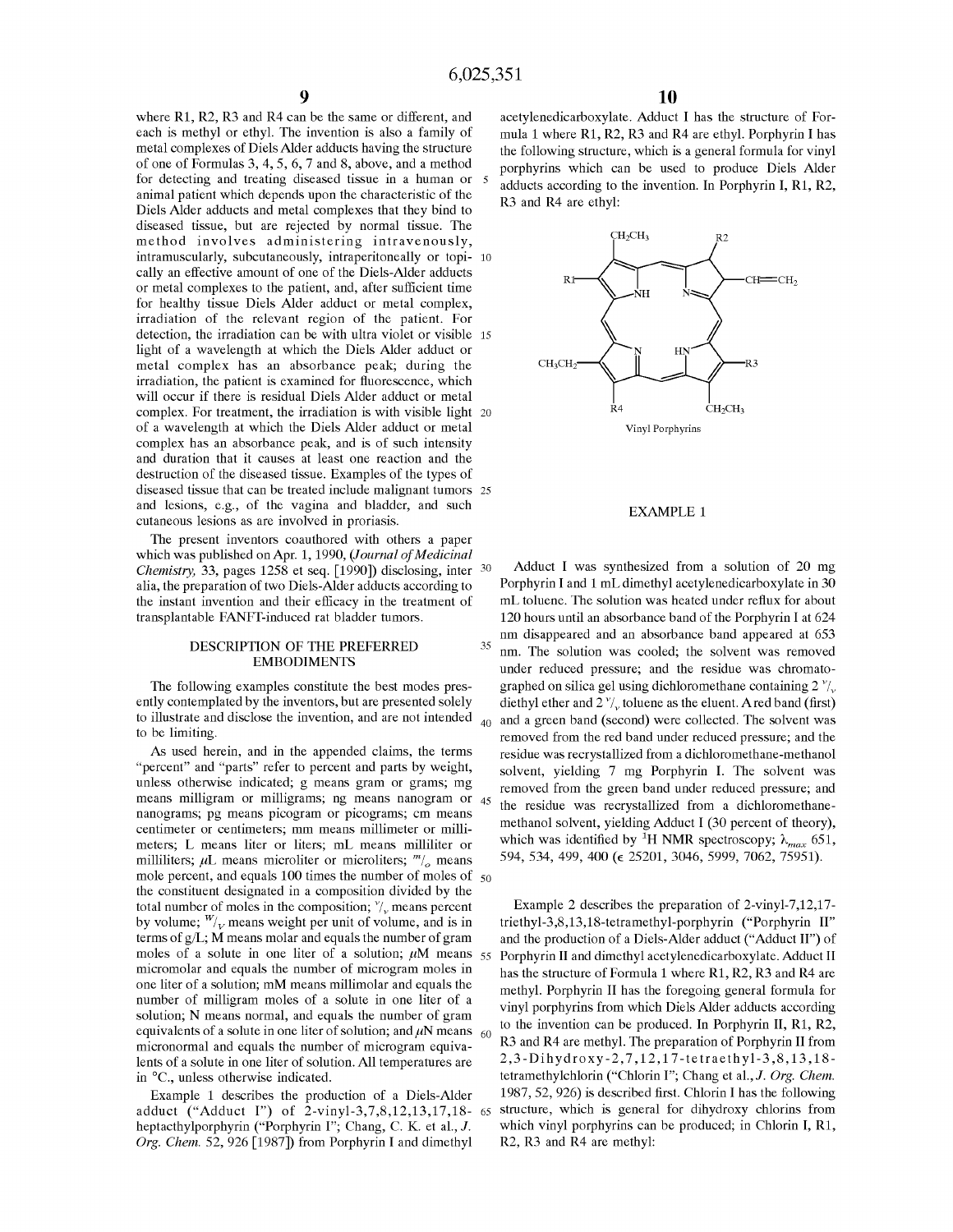where R1, R2, R3 and R4 can be the same or different, and each is methyl or ethyl. The invention is also a family of metal complexes of Diels Alder adducts having the structure of one of Formulas 3, 4, 5, 6, 7 and 8, above, and a method for detecting and treating diseased tissue in a human or animal patient which depends upon the characteristic of the Diels Alder adducts and metal complexes that they bind to diseased tissue, but are rejected by normal tissue. The method involves administering intravenously, intramuscularly, subcutaneously, intraperitoneally or topically an effective amount of one of the Diels-Alder adducts or metal complexes to the patient, and, after sufficient time for healthy tissue Diels Alder adduct or metal complex, irradiation of the relevant region of the patient. For detection, the irradiation can be with ultra violet or visible light of a wavelength at which the Diels Alder adduct or metal complex has an absorbance peak; during the irradiation, the patient is examined for fluorescence, which will occur if there is residual Diels Alder adduct or metal complex. For treatment, the irradiation is with visible light of a wavelength at which the Diels Alder adduct or metal complex has an absorbance peak, and is of such intensity and duration that it causes at least one reaction and the destruction of the diseased tissue. Examples of the types of diseased tissue that can be treated include malignant tumors and lesions, e.g., of the vagina and bladder, and such cutaneous lesions as are involved in proriasis.

The present inventors coauthored with others a paper which was published on Apr. 1, 1990, (*Journal of Medicinal Chemistry,* 33, pages 1258 et seq. [1990]) disclosing, inter alia, the preparation of two Diels-Alder adducts according to the instant invention and their efficacy in the treatment of transplantable FANFT-induced rat bladder tumors.

## DESCRIPTION OF THE PREFERRED EMBODIMENTS

The following examples constitute the best modes presently contemplated by the inventors, but are presented solely to illustrate and disclose the invention, and are not intended to be limiting.

As used herein, and in the appended claims, the terms "percent" and "parts" refer to percent and parts by weight, unless otherwise indicated; g means gram or grams; mg means milligram or milligrams; ng means nanogram or nanograms; pg means picogram or picograms; cm means centimeter or centimeters; mm means millimeter or millimeters; L means liter or liters; mL means milliliter or milliliters; μL means microliter or microliters; $^{m}/_{o}$ means mole percent, and equals 100 times the number of moles of the constituent designated in a composition divided by the total number of moles in the composition; $^{v}/_{v}$ means percent by volume; $^{W}/_{V}$ means weight per unit of volume, and is in terms of g/L; M means molar and equals the number of gram moles of a solute in one liter of a solution; μM means micromolar and equals the number of microgram moles in one liter of a solution; mM means millimolar and equals the number of milligram moles of a solute in one liter of a solution; N means normal, and equals the number of gram equivalents of a solute in one liter of solution; and μN means micronormal and equals the number of microgram equivalents of a solute in one liter of solution. All temperatures are in °C., unless otherwise indicated.

Example 1 describes the production of a Diels-Alder adduct ("Adduct I") of 2-vinyl-3,7,8,12,13,17,18-heptacthylporphyrin ("Porphyrin I"; Chang, C. K. et al., *J. Org. Chem.* 52, 926 [1987]) from Porphyrin I and dimethyl acetylenedicarboxylate. Adduct I has the structure of Formula 1 where R1, R2, R3 and R4 are ethyl. Porphyrin I has the following structure, which is a general formula for vinyl porphyrins which can be used to produce Diels Alder adducts according to the invention. In Porphyrin I, R1, R2, R3 and R4 are ethyl:

Vinyl Porphyrins

## EXAMPLE 1

Adduct I was synthesized from a solution of 20 mg Porphyrin I and 1 mL dimethyl acetylenedicarboxylate in 30 mL toluene. The solution was heated under reflux for about 120 hours until an absorbance band of the Porphyrin I at 624 nm disappeared and an absorbance band appeared at 653 nm. The solution was cooled; the solvent was removed under reduced pressure; and the residue was chromatographed on silica gel using dichloromethane containing 2 $^{v}/_{v}$ diethyl ether and 2 $^{v}/_{v}$ toluene as the eluent. A red band (first) and a green band (second) were collected. The solvent was removed from the red band under reduced pressure; and the residue was recrystallized from a dichloromethane-methanol solvent, yielding 7 mg Porphyrin I. The solvent was removed from the green band under reduced pressure; and the residue was recrystallized from a dichloromethane-methanol solvent, yielding Adduct I (30 percent of theory), which was identified by $^{1}$H NMR spectroscopy; $\lambda_{max}$ 651, 594, 534, 499, 400 ($\epsilon$ 25201, 3046, 5999, 7062, 75951).

Example 2 describes the preparation of 2-vinyl-7,12,17-triethyl-3,8,13,18-tetramethyl-porphyrin ("Porphyrin II" and the production of a Diels-Alder adduct ("Adduct II") of Porphyrin II and dimethyl acetylenedicarboxylate. Adduct II has the structure of Formula 1 where R1, R2, R3 and R4 are methyl. Porphyrin II has the foregoing general formula for vinyl porphyrins from which Diels Alder adducts according to the invention can be produced. In Porphyrin II, R1, R2, R3 and R4 are methyl. The preparation of Porphyrin II from 2,3-Dihydroxy-2,7,12,17-tetraethyl-3,8,13,18-tetramethylchlorin ("Chlorin I"; Chang et al., *J. Org. Chem.* 1987, 52, 926) is described first. Chlorin I has the following structure, which is general for dihydroxy chlorins from which vinyl porphyrins can be produced; in Chlorin I, R1, R2, R3 and R4 are methyl: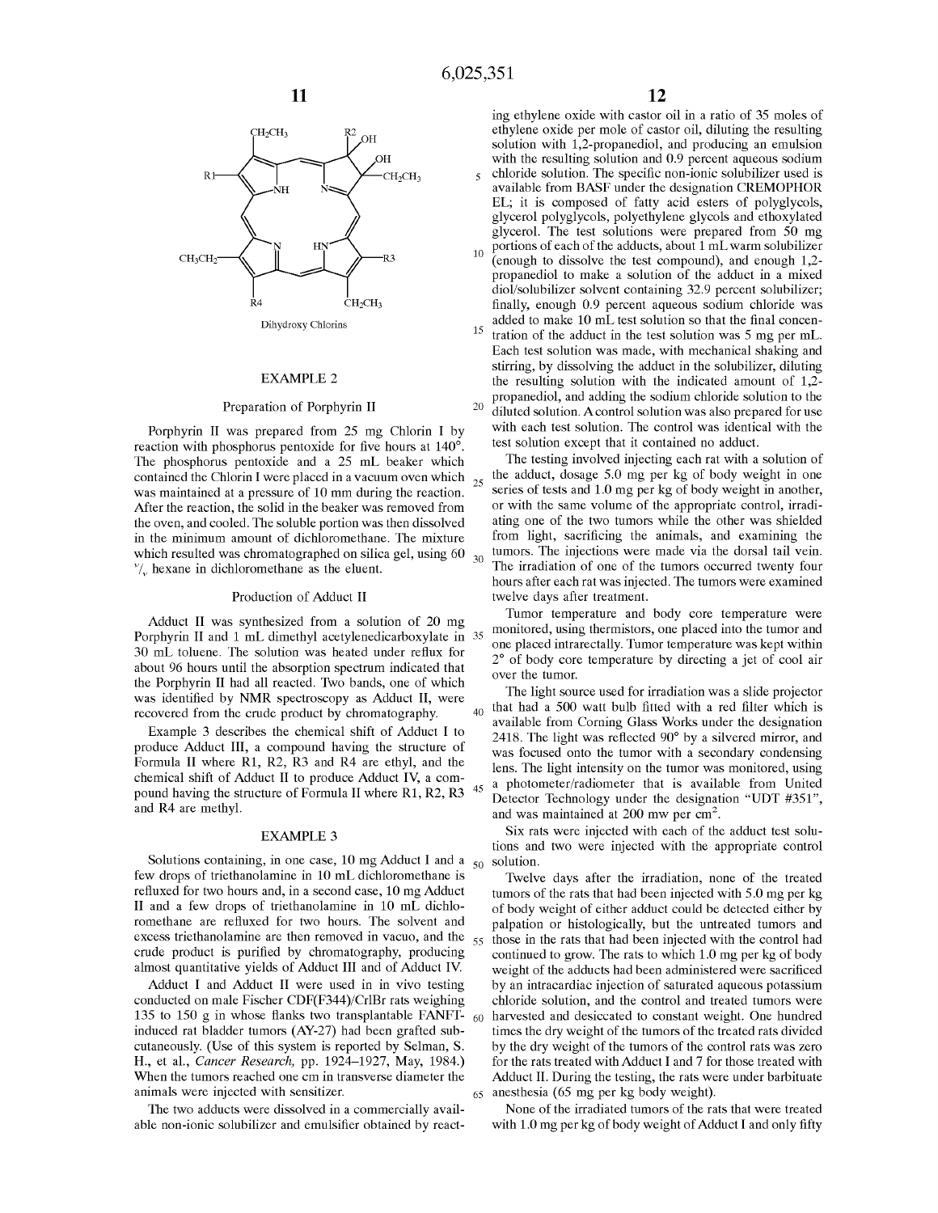Dihydroxy Chlorins

### EXAMPLE 2

#### Preparation of Porphyrin II

Porphyrin II was prepared from 25 mg Chlorin I by reaction with phosphorus pentoxide for five hours at 140°. The phosphorus pentoxide and a 25 mL beaker which contained the Chlorin I were placed in a vacuum oven which was maintained at a pressure of 10 mm during the reaction. After the reaction, the solid in the beaker was removed from the oven, and cooled. The soluble portion was then dissolved in the minimum amount of dichloromethane. The mixture which resulted was chromatographed on silica gel, using 60 $^{v}/_{v}$ hexane in dichloromethane as the eluent.

#### Production of Adduct II

Adduct II was synthesized from a solution of 20 mg Porphyrin II and 1 mL dimethyl acetylenedicarboxylate in 30 mL toluene. The solution was heated under reflux for about 96 hours until the absorption spectrum indicated that the Porphyrin II had all reacted. Two bands, one of which was identified by NMR spectroscopy as Adduct II, were recovered from the crude product by chromatography.

Example 3 describes the chemical shift of Adduct I to produce Adduct III, a compound having the structure of Formula II where R1, R2, R3 and R4 are ethyl, and the chemical shift of Adduct II to produce Adduct IV, a compound having the structure of Formula II where R1, R2, R3 and R4 are methyl.

### EXAMPLE 3

Solutions containing, in one case, 10 mg Adduct I and a few drops of triethanolamine in 10 mL dichloromethane is refluxed for two hours and, in a second case, 10 mg Adduct II and a few drops of triethanolamine in 10 mL dichloromethane are refluxed for two hours. The solvent and excess triethanolamine are then removed in vacuo, and the crude product is purified by chromatography, producing almost quantitative yields of Adduct III and of Adduct IV.

Adduct I and Adduct II were used in in vivo testing conducted on male Fischer CDF(F344)/CrlBr rats weighing 135 to 150 g in whose flanks two transplantable FANFT-induced rat bladder tumors (AY-27) had been grafted subcutaneously. (Use of this system is reported by Selman, S. H., et al., *Cancer Research*, pp. 1924–1927, May, 1984.) When the tumors reached one cm in transverse diameter the animals were injected with sensitizer.

The two adducts were dissolved in a commercially available non-ionic solubilizer and emulsifier obtained by reacting ethylene oxide with castor oil in a ratio of 35 moles of ethylene oxide per mole of castor oil, diluting the resulting solution with 1,2-propanediol, and producing an emulsion with the resulting solution and 0.9 percent aqueous sodium chloride solution. The specific non-ionic solubilizer used is available from BASF under the designation CREMOPHOR EL; it is composed of fatty acid esters of polyglycols, glycerol polyglycols, polyethylene glycols and ethoxylated glycerol. The test solutions were prepared from 50 mg portions of each of the adducts, about 1 mL warm solubilizer (enough to dissolve the test compound), and enough 1,2-propanediol to make a solution of the adduct in a mixed diol/solubilizer solvent containing 32.9 percent solubilizer; finally, enough 0.9 percent aqueous sodium chloride was added to make 10 mL test solution so that the final concentration of the adduct in the test solution was 5 mg per mL. Each test solution was made, with mechanical shaking and stirring, by dissolving the adduct in the solubilizer, diluting the resulting solution with the indicated amount of 1,2-propanediol, and adding the sodium chloride solution to the diluted solution. A control solution was also prepared for use with each test solution. The control was identical with the test solution except that it contained no adduct.

The testing involved injecting each rat with a solution of the adduct, dosage 5.0 mg per kg of body weight in one series of tests and 1.0 mg per kg of body weight in another, or with the same volume of the appropriate control, irradiating one of the two tumors while the other was shielded from light, sacrificing the animals, and examining the tumors. The injections were made via the dorsal tail vein. The irradiation of one of the tumors occurred twenty four hours after each rat was injected. The tumors were examined twelve days after treatment.

Tumor temperature and body core temperature were monitored, using thermistors, one placed into the tumor and one placed intrarectally. Tumor temperature was kept within 2° of body core temperature by directing a jet of cool air over the tumor.

The light source used for irradiation was a slide projector that had a 500 watt bulb fitted with a red filter which is available from Corning Glass Works under the designation 2418. The light was reflected 90° by a silvered mirror, and was focused onto the tumor with a secondary condensing lens. The light intensity on the tumor was monitored, using a photometer/radiometer that is available from United Detector Technology under the designation "UDT #351", and was maintained at 200 mw per $cm^2$.

Six rats were injected with each of the adduct test solutions and two were injected with the appropriate control solution.

Twelve days after the irradiation, none of the treated tumors of the rats that had been injected with 5.0 mg per kg of body weight of either adduct could be detected either by palpation or histologically, but the untreated tumors and those in the rats that had been injected with the control had continued to grow. The rats to which 1.0 mg per kg of body weight of the adducts had been administered were sacrificed by an intracardiac injection of saturated aqueous potassium chloride solution, and the control and treated tumors were harvested and desiccated to constant weight. One hundred times the dry weight of the tumors of the treated rats divided by the dry weight of the tumors of the control rats was zero for the rats treated with Adduct I and 7 for those treated with Adduct II. During the testing, the rats were under barbituate anesthesia (65 mg per kg body weight).

None of the irradiated tumors of the rats that were treated with 1.0 mg per kg of body weight of Adduct I and only fifty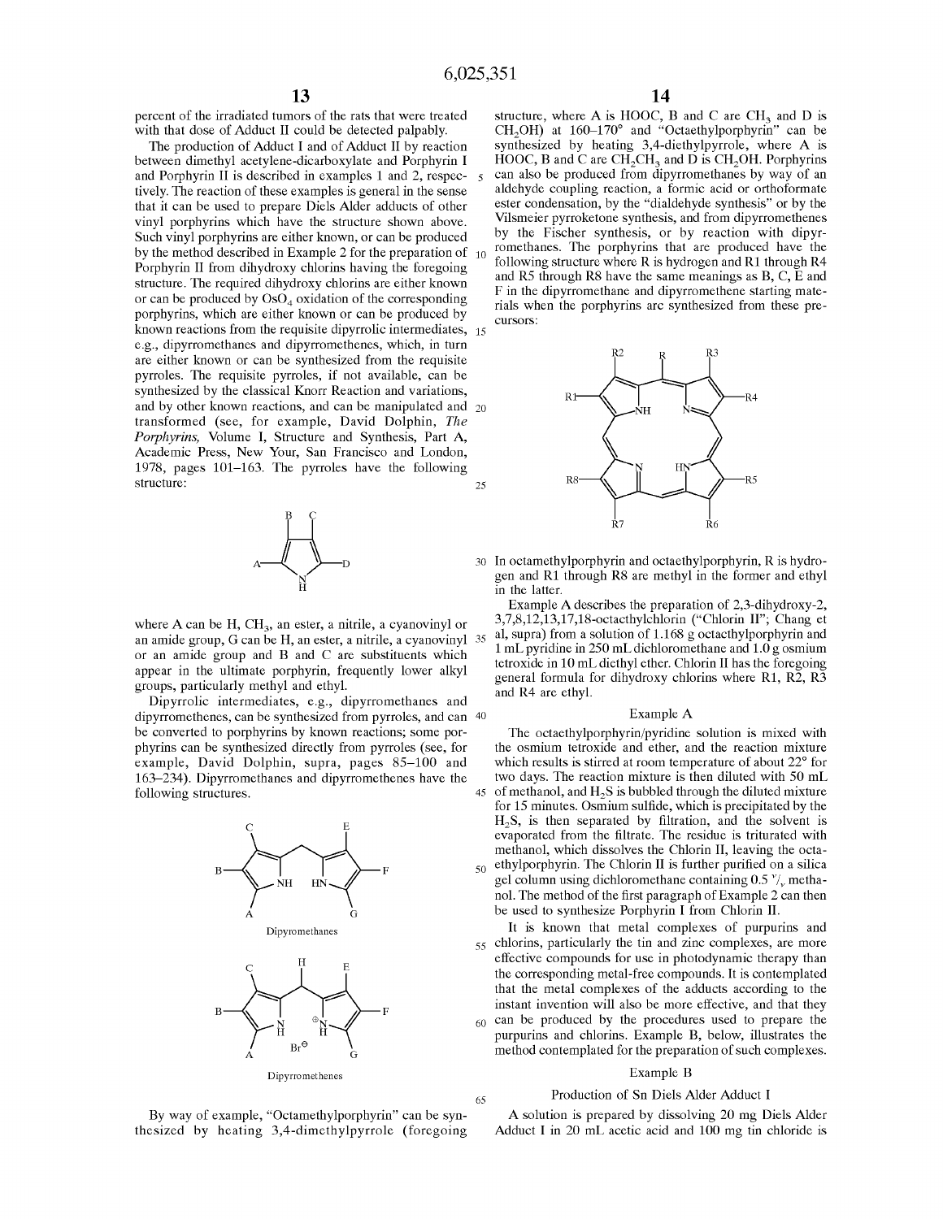percent of the irradiated tumors of the rats that were treated with that dose of Adduct II could be detected palpably.

The production of Adduct I and of Adduct II by reaction between dimethyl acetylene-dicarboxylate and Porphyrin I and Porphyrin II is described in examples 1 and 2, respectively. The reaction of these examples is general in the sense that it can be used to prepare Diels Alder adducts of other vinyl porphyrins which have the structure shown above. Such vinyl porphyrins are either known, or can be produced by the method described in Example 2 for the preparation of Porphyrin II from dihydroxy chlorins having the foregoing structure. The required dihydroxy chlorins are either known or can be produced by $OsO_4$ oxidation of the corresponding porphyrins, which are either known or can be produced by known reactions from the requisite dipyrrolic intermediates, e.g., dipyrromethanes and dipyrromethenes, which, in turn are either known or can be synthesized from the requisite pyrroles. The requisite pyrroles, if not available, can be synthesized by the classical Knorr Reaction and variations, and by other known reactions, and can be manipulated and transformed (see, for example, David Dolphin, *The Porphyrins,* Volume I, Structure and Synthesis, Part A, Academic Press, New Your, San Francisco and London, 1978, pages 101–163. The pyrroles have the following structure:

where A can be H, $CH_3$, an ester, a nitrile, a cyanovinyl or an amide group, G can be H, an ester, a nitrile, a cyanovinyl or an amide group and B and C are substituents which appear in the ultimate porphyrin, frequently lower alkyl groups, particularly methyl and ethyl.

Dipyrrolic intermediates, e.g., dipyrromethanes and dipyrromethenes, can be synthesized from pyrroles, and can be converted to porphyrins by known reactions; some porphyrins can be synthesized directly from pyrroles (see, for example, David Dolphin, supra, pages 85–100 and 163–234). Dipyrromethanes and dipyrromethenes have the following structures.

Dipyrromethanes

Dipyrromethenes

By way of example, "Octamethylporphyrin" can be synthesized by heating 3,4-dimethylpyrrole (foregoing structure, where A is HOOC, B and C are $CH_3$ and D is $CH_2OH$) at 160–170° and "Octaethylporphyrin" can be synthesized by heating 3,4-diethylpyrrole, where A is HOOC, B and C are $CH_2CH_3$ and D is $CH_2OH$. Porphyrins can also be produced from dipyrromethanes by way of an aldehyde coupling reaction, a formic acid or orthoformate ester condensation, by the "dialdehyde synthesis" or by the Vilsmeier pyrroketone synthesis, and from dipyrromethenes by the Fischer synthesis, or by reaction with dipyrromethanes. The porphyrins that are produced have the following structure where R is hydrogen and R1 through R4 and R5 through R8 have the same meanings as B, C, E and F in the dipyrromethane and dipyrromethene starting materials when the porphyrins are synthesized from these precursors:

In octamethylporphyrin and octaethylporphyrin, R is hydrogen and R1 through R8 are methyl in the former and ethyl in the latter.

Example A describes the preparation of 2,3-dihydroxy-2,3,7,8,12,13,17,18-octaethylchlorin ("Chlorin II"; Chang et al, supra) from a solution of 1.168 g octaethylporphyrin and 1 mL pyridine in 250 mL dichloromethane and 1.0 g osmium tetroxide in 10 mL diethyl ether. Chlorin II has the foregoing general formula for dihydroxy chlorins where R1, R2, R3 and R4 are ethyl.

## Example A

The octaethylporphyrin/pyridine solution is mixed with the osmium tetroxide and ether, and the reaction mixture which results is stirred at room temperature of about 22° for two days. The reaction mixture is then diluted with 50 mL of methanol, and $H_2S$ is bubbled through the diluted mixture for 15 minutes. Osmium sulfide, which is precipitated by the $H_2S$, is then separated by filtration, and the solvent is evaporated from the filtrate. The residue is triturated with methanol, which dissolves the Chlorin II, leaving the octaethylporphyrin. The Chlorin II is further purified on a silica gel column using dichloromethane containing 0.5 $^v/_v$ methanol. The method of the first paragraph of Example 2 can then be used to synthesize Porphyrin I from Chlorin II.

It is known that metal complexes of purpurins and chlorins, particularly the tin and zinc complexes, are more effective compounds for use in photodynamic therapy than the corresponding metal-free compounds. It is contemplated that the metal complexes of the adducts according to the instant invention will also be more effective, and that they can be produced by the procedures used to prepare the purpurins and chlorins. Example B, below, illustrates the method contemplated for the preparation of such complexes.

## Example B

### Production of Sn Diels Alder Adduct I

A solution is prepared by dissolving 20 mg Diels Alder Adduct I in 20 mL acetic acid and 100 mg tin chloride is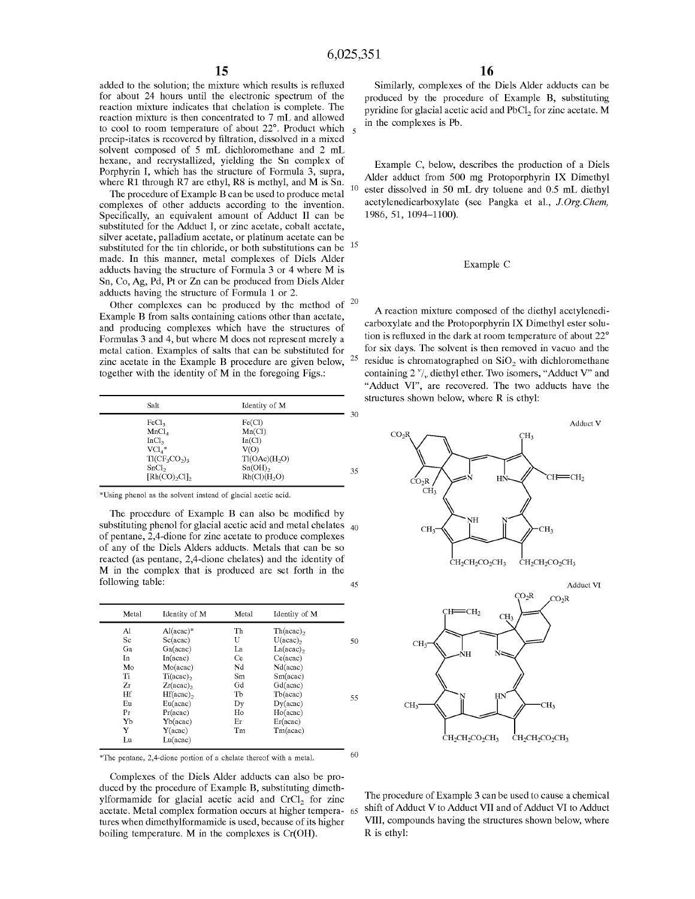added to the solution; the mixture which results is refluxed for about 24 hours until the electronic spectrum of the reaction mixture indicates that chelation is complete. The reaction mixture is then concentrated to 7 mL and allowed to cool to room temperature of about 22°. Product which precip-itates is recovered by filtration, dissolved in a mixed solvent composed of 5 mL dichloromethane and 2 mL hexane, and recrystallized, yielding the Sn complex of Porphyrin I, which has the structure of Formula 3, supra, where R1 through R7 are ethyl, R8 is methyl, and M is Sn.

The procedure of Example B can be used to produce metal complexes of other adducts according to the invention. Specifically, an equivalent amount of Adduct II can be substituted for the Adduct I, or zinc acetate, cobalt acetate, silver acetate, palladium acetate, or platinum acetate can be substituted for the tin chloride, or both substitutions can be made. In this manner, metal complexes of Diels Alder adducts having the structure of Formula 3 or 4 where M is Sn, Co, Ag, Pd, Pt or Zn can be produced from Diels Alder adducts having the structure of Formula 1 or 2.

Other complexes can be produced by the method of Example B from salts containing cations other than acetate, and producing complexes which have the structures of Formulas 3 and 4, but where M does not represent merely a metal cation. Examples of salts that can be substituted for zinc acetate in the Example B procedure are given below, together with the identity of M in the foregoing Figs.:

| Salt | Identity of M |
|---|---|
| $FeCl_3$ | Fe(Cl) |
| $MnCl_4$ | Mn(Cl) |
| $InCl_3$ | In(Cl) |
| $VCl_4$* | V(O) |
| $Tl(CF_3CO_2)_3$ | $Tl(OAc)(H_2O)$ |
| $SnCl_2$ | $Sn(OH)_2$ |
| $[Rh(CO)_2Cl]_2$ | $Rh(Cl)(H_2O)$ |

*Using phenol as the solvent instead of glacial acetic acid.

The procedure of Example B can also be modified by substituting phenol for glacial acetic acid and metal chelates of pentane, 2,4-dione for zinc acetate to produce complexes of any of the Diels Alders adducts. Metals that can be so reacted (as pentane, 2,4-dione chelates) and the identity of M in the complex that is produced are set forth in the following table:

| Metal | Identity of M | Metal | Identity of M |
|---|---|---|---|
| Al | Al(acac)* | Th | $Th(acac)_2$ |
| Sc | Sc(acac) | U | $U(acac)_2$ |
| Ga | Ga(acac) | La | $La(acac)_2$ |
| In | In(acac) | Ce | Ce(acac) |
| Mo | Mo(acac) | Nd | Nd(acac) |
| Ti | $Ti(acac)_2$ | Sm | Sm(acac) |
| Zr | $Zr(acac)_2$ | Gd | Gd(acac) |
| Hf | $Hf(acac)_2$ | Tb | Tb(acac) |
| Eu | Eu(acac) | Dy | Dy(acac) |
| Pr | Pr(acac) | Ho | Ho(acac) |
| Yb | Yb(acac) | Er | Er(acac) |
| Y | Y(acac) | Tm | Tm(acac) |
| Lu | Lu(acac) | | |

*The pentane, 2,4-dione portion of a chelate thereof with a metal.

Complexes of the Diels Alder adducts can also be produced by the procedure of Example B, substituting dimethylformamide for glacial acetic acid and $CrCl_2$ for zinc acetate. Metal complex formation occurs at higher temperatures when dimethylformamide is used, because of its higher boiling temperature. M in the complexes is Cr(OH).

Similarly, complexes of the Diels Alder adducts can be produced by the procedure of Example B, substituting pyridine for glacial acetic acid and $PbCl_2$ for zinc acetate. M in the complexes is Pb.

Example C, below, describes the production of a Diels Alder adduct from 500 mg Protoporphyrin IX Dimethyl ester dissolved in 50 mL dry toluene and 0.5 mL diethyl acetylenedicarboxylate (see Pangka et al., *J.Org.Chem,* 1986, 51, 1094–1100).

## Example C

A reaction mixture composed of the diethyl acetylenedicarboxylate and the Protoporphyrin IX Dimethyl ester solution is refluxed in the dark at room temperature of about 22° for six days. The solvent is then removed in vacuo and the residue is chromatographed on $SiO_2$ with dichloromethane containing 2 $^v/_v$ diethyl ether. Two isomers, "Adduct V" and "Adduct VI", are recovered. The two adducts have the structures shown below, where R is ethyl:

Adduct V

Adduct VI

The procedure of Example 3 can be used to cause a chemical shift of Adduct V to Adduct VII and of Adduct VI to Adduct VIII, compounds having the structures shown below, where R is ethyl: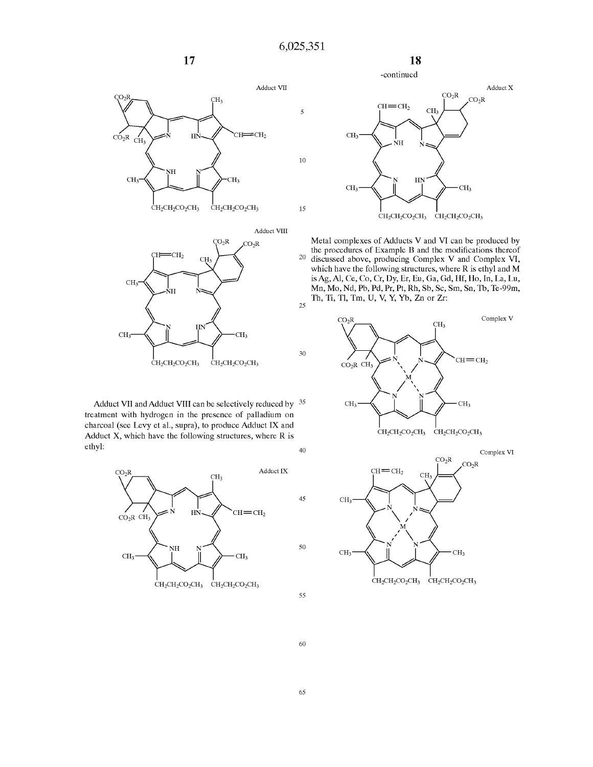Adduct VII

Adduct VIII

Adduct VII and Adduct VIII can be selectively reduced by treatment with hydrogen in the presence of palladium on charcoal (see Levy et al., supra), to produce Adduct IX and Adduct X, which have the following structures, where R is ethyl:

Adduct IX

-continued

Adduct X

Metal complexes of Adducts V and VI can be produced by the procedures of Example B and the modifications thereof discussed above, producing Complex V and Complex VI, which have the following structures, where R is ethyl and M is Ag, Al, Ce, Co, Cr, Dy, Er, Eu, Ga, Gd, Hf, Ho, In, La, Lu, Mn, Mo, Nd, Pb, Pd, Pr, Pt, Rh, Sb, Sc, Sm, Sn, Tb, Te-99m, Th, Ti, Tl, Tm, U, V, Y, Yb, Zn or Zr:

Complex V

Complex VI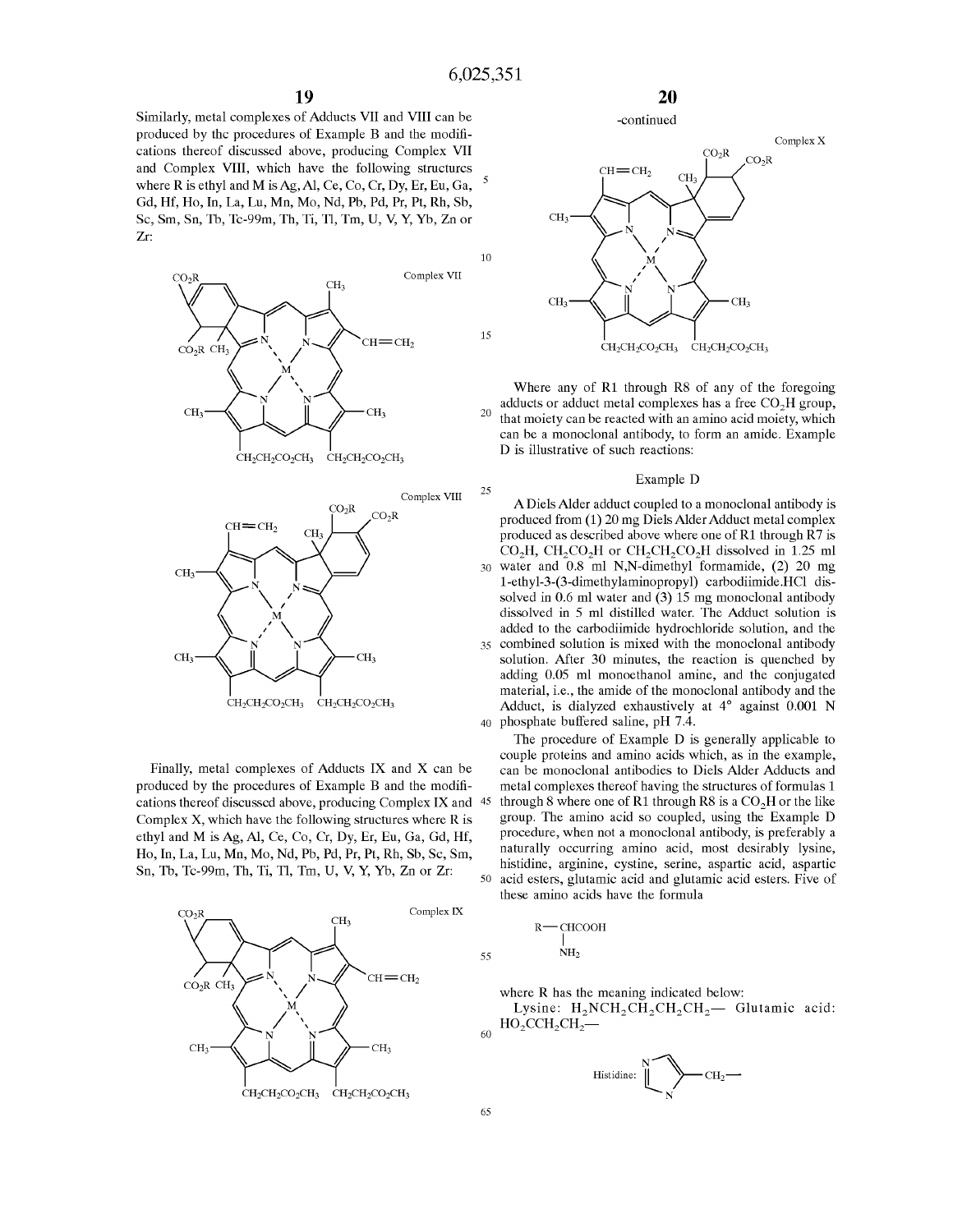Similarly, metal complexes of Adducts VII and VIII can be produced by the procedures of Example B and the modifications thereof discussed above, producing Complex VII and Complex VIII, which have the following structures where R is ethyl and M is Ag, Al, Ce, Co, Cr, Dy, Er, Eu, Ga, Gd, Hf, Ho, In, La, Lu, Mn, Mo, Nd, Pb, Pd, Pr, Pt, Rh, Sb, Sc, Sm, Sn, Tb, Tc-99m, Th, Ti, Tl, Tm, U, V, Y, Yb, Zn or Zr:

Complex VII

Complex VIII

Finally, metal complexes of Adducts IX and X can be produced by the procedures of Example B and the modifications thereof discussed above, producing Complex IX and Complex X, which have the following structures where R is ethyl and M is Ag, Al, Ce, Co, Cr, Dy, Er, Eu, Ga, Gd, Hf, Ho, In, La, Lu, Mn, Mo, Nd, Pb, Pd, Pr, Pt, Rh, Sb, Sc, Sm, Sn, Tb, Tc-99m, Th, Ti, Tl, Tm, U, V, Y, Yb, Zn or Zr:

Complex IX

-continued

Complex X

Where any of R1 through R8 of any of the foregoing adducts or adduct metal complexes has a free $CO_2H$ group, that moiety can be reacted with an amino acid moiety, which can be a monoclonal antibody, to form an amide. Example D is illustrative of such reactions:

## Example D

A Diels Alder adduct coupled to a monoclonal antibody is produced from (1) 20 mg Diels Alder Adduct metal complex produced as described above where one of R1 through R7 is $CO_2H$, $CH_2CO_2H$ or $CH_2CH_2CO_2H$ dissolved in 1.25 ml water and 0.8 ml N,N-dimethyl formamide, (2) 20 mg 1-ethyl-3-(3-dimethylaminopropyl) carbodiimide.HCl dissolved in 0.6 ml water and (3) 15 mg monoclonal antibody dissolved in 5 ml distilled water. The Adduct solution is added to the carbodiimide hydrochloride solution, and the combined solution is mixed with the monoclonal antibody solution. After 30 minutes, the reaction is quenched by adding 0.05 ml monoethanol amine, and the conjugated material, i.e., the amide of the monoclonal antibody and the Adduct, is dialyzed exhaustively at 4° against 0.001 N phosphate buffered saline, pH 7.4.

The procedure of Example D is generally applicable to couple proteins and amino acids which, as in the example, can be monoclonal antibodies to Diels Alder Adducts and metal complexes thereof having the structures of formulas 1 through 8 where one of R1 through R8 is a $CO_2H$ or the like group. The amino acid so coupled, using the Example D procedure, when not a monoclonal antibody, is preferably a naturally occurring amino acid, most desirably lysine, histidine, arginine, cystine, serine, aspartic acid, aspartic acid esters, glutamic acid and glutamic acid esters. Five of these amino acids have the formula

$$\mathrm{R{-}CH(NH_2)COOH}$$

where R has the meaning indicated below:

Lysine: $H_2NCH_2CH_2CH_2CH_2$— Glutamic acid: $HO_2CCH_2CH_2$—

Histidine: (imidazol-4-yl)$CH_2$—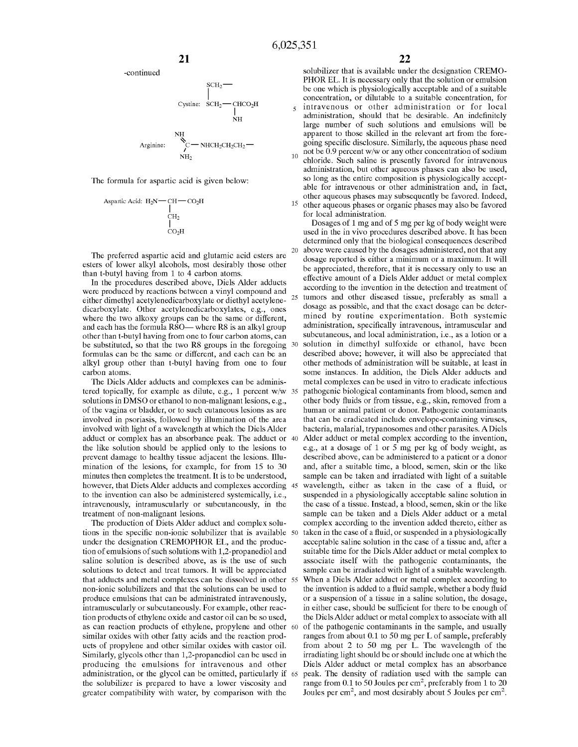-continued

Cystine:

$$\begin{array}{l} SCH_2— \\ | \\ SCH_2—CHCO_2H \\ \quad\quad | \\ \quad\quad NH \end{array}$$

Arginine:

$$\begin{array}{l} NH \\ \quad \backslash\backslash \\ \quad\; C—NHCH_2CH_2CH_2— \\ \quad / \\ NH_2 \end{array}$$

The formula for aspartic acid is given below:

Aspartic Acid:

$$\begin{array}{l} H_2N—CH—CO_2H \\ \quad\quad\;\; | \\ \quad\quad\;\; CH_2 \\ \quad\quad\;\; | \\ \quad\quad\;\; CO_2H \end{array}$$

The preferred aspartic acid and glutamic acid esters are esters of lower alkyl alcohols, most desirably those other than t-butyl having from 1 to 4 carbon atoms.

In the procedures described above, Diels Alder adducts were produced by reactions between a vinyl compound and either dimethyl acetylenedicarboxylate or diethyl acetylenedicarboxylate. Other acetylenedicarboxylates, e.g., ones where the two alkoxy groups can be the same or different, and each has the formula R8O— where R8 is an alkyl group other than t-butyl having from one to four carbon atoms, can be substituted, so that the two R8 groups in the foregoing formulas can be the same or different, and each can be an alkyl group other than t-butyl having from one to four carbon atoms.

The Diels Alder adducts and complexes can be administered topically, for example as dilute, e.g., 1 percent w/w solutions in DMSO or ethanol to non-malignant lesions, e.g., of the vagina or bladder, or to such cutaneous lesions as are involved in psoriasis, followed by illumination of the area involved with light of a wavelength at which the Diels Alder adduct or complex has an absorbance peak. The adduct or the like solution should be applied only to the lesions to prevent damage to healthy tissue adjacent the lesions. Illumination of the lesions, for example, for from 15 to 30 minutes then completes the treatment. It is to be understood, however, that Diets Alder adducts and complexes according to the invention can also be administered systemically, i.e., intravenously, intramuscularly or subcutaneously, in the treatment of non-malignant lesions.

The production of Diets Alder adduct and complex solutions in the specific non-ionic solubilizer that is available under the designation CREMOPHOR EL, and the production of emulsions of such solutions with 1,2-propanediol and saline solution is described above, as is the use of such solutions to detect and treat tumors. It will be appreciated that adducts and metal complexes can be dissolved in other non-ionic solubilizers and that the solutions can be used to produce emulsions that can be administrated intravenously, intramuscularly or subcutaneously. For example, other reaction products of ethylene oxide and castor oil can be so used, as can reaction products of ethylene, propylene and other similar oxides with other fatty acids and the reaction products of propylene and other similar oxides with castor oil. Similarly, glycols other than 1,2-propanediol can be used in producing the emulsions for intravenous and other administration, or the glycol can be omitted, particularly if the solubilizer is prepared to have a lower viscosity and greater compatibility with water, by comparison with the solubilizer that is available under the designation CREMOPHOR EL. It is necessary only that the solution or emulsion be one which is physiologically acceptable and of a suitable concentration, or dilutable to a suitable concentration, for intravenous or other administration or for local administration, should that be desirable. An indefinitely large number of such solutions and emulsions will be apparent to those skilled in the relevant art from the foregoing specific disclosure. Similarly, the aqueous phase need not be 0.9 percent w/w or any other concentration of sodium chloride. Such saline is presently favored for intravenous administration, but other aqueous phases can also be used, so long as the entire composition is physiologically acceptable for intravenous or other administration and, in fact, other aqueous phases may subsequently be favored. Indeed, other aqueous phases or organic phases may also be favored for local administration.

Dosages of 1 mg and of 5 mg per kg of body weight were used in the in vivo procedures described above. It has been determined only that the biological consequences described above were caused by the dosages administered, not that any dosage reported is either a minimum or a maximum. It will be appreciated, therefore, that it is necessary only to use an effective amount of a Diels Alder adduct or metal complex according to the invention in the detection and treatment of tumors and other diseased tissue, preferably as small a dosage as possible, and that the exact dosage can be determined by routine experimentation. Both systemic administration, specifically intravenous, intramuscular and subcutaneous, and local administration, i.e., as a lotion or a solution in dimethyl sulfoxide or ethanol, have been described above; however, it will also be appreciated that other methods of administration will be suitable, at least in some instances. In addition, the Diels Alder adducts and metal complexes can be used in vitro to eradicate infectious pathogenic biological contaminants from blood, semen and other body fluids or from tissue, e.g., skin, removed from a human or animal patient or donor. Pathogenic contaminants that can be eradicated include envelope-containing viruses, bacteria, malarial, trypanosomes and other parasites. A Diels Alder adduct or metal complex according to the invention, e.g., at a dosage of 1 or 5 mg per kg of body weight, as described above, can be administered to a patient or a donor and, after a suitable time, a blood, semen, skin or the like sample can be taken and irradiated with light of a suitable wavelength, either as taken in the case of a fluid, or suspended in a physiologically acceptable saline solution in the case of a tissue. Instead, a blood, semen, skin or the like sample can be taken and a Diels Alder adduct or a metal complex according to the invention added thereto, either as taken in the case of a fluid, or suspended in a physiologically acceptable saline solution in the case of a tissue and, after a suitable time for the Diels Alder adduct or metal complex to associate itself with the pathogenic contaminants, the sample can be irradiated with light of a suitable wavelength. When a Diels Alder adduct or metal complex according to the invention is added to a fluid sample, whether a body fluid or a suspension of a tissue in a saline solution, the dosage, in either case, should be sufficient for there to be enough of the Diels Alder adduct or metal complex to associate with all of the pathogenic contaminants in the sample, and usually ranges from about 0.1 to 50 mg per L of sample, preferably from about 2 to 50 mg per L. The wavelength of the irradiating light should be or should include one at which the Diels Alder adduct or metal complex has an absorbance peak. The density of radiation used with the sample can range from 0.1 to 50 Joules per $cm^2$, preferably from 1 to 20 Joules per $cm^2$, and most desirably about 5 Joules per $cm^2$.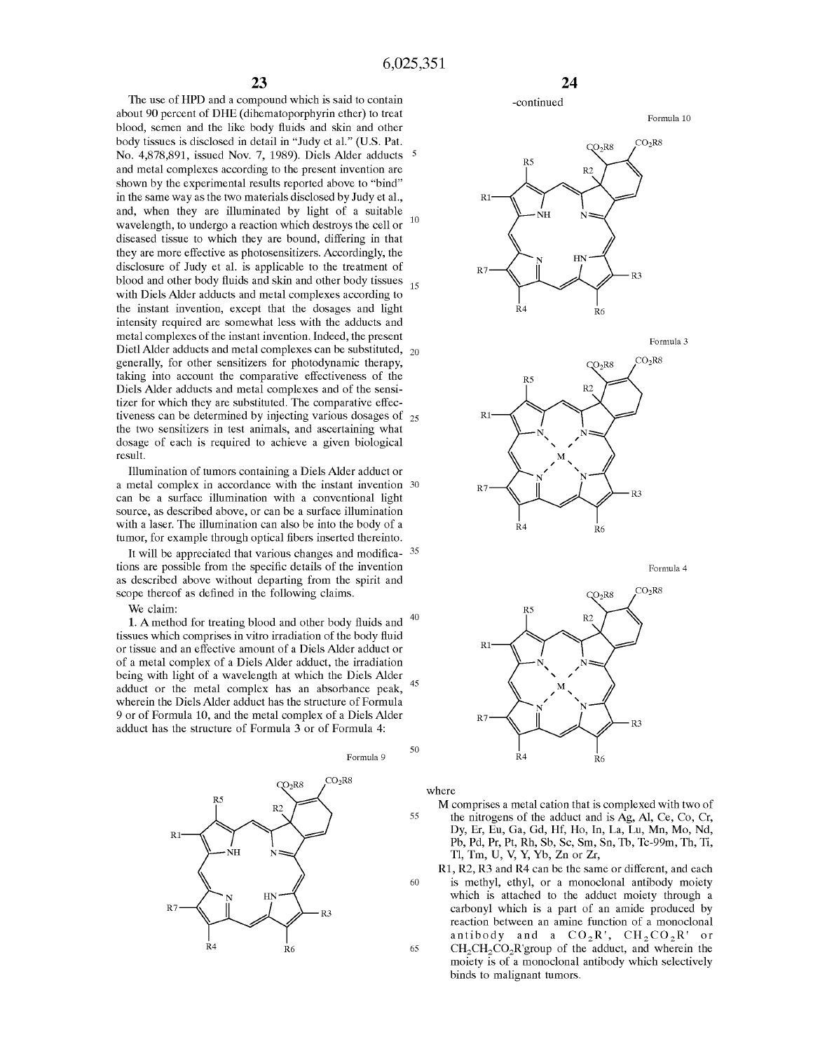The use of HPD and a compound which is said to contain about 90 percent of DHE (dihematoporphyrin ether) to treat blood, semen and the like body fluids and skin and other body tissues is disclosed in detail in "Judy et al." (U.S. Pat. No. 4,878,891, issued Nov. 7, 1989). Diels Alder adducts and metal complexes according to the present invention are shown by the experimental results reported above to "bind" in the same way as the two materials disclosed by Judy et al., and, when they are illuminated by light of a suitable wavelength, to undergo a reaction which destroys the cell or diseased tissue to which they are bound, differing in that they are more effective as photosensitizers. Accordingly, the disclosure of Judy et al. is applicable to the treatment of blood and other body fluids and skin and other body tissues with Diels Alder adducts and metal complexes according to the instant invention, except that the dosages and light intensity required are somewhat less with the adducts and metal complexes of the instant invention. Indeed, the present Dietl Alder adducts and metal complexes can be substituted, generally, for other sensitizers for photodynamic therapy, taking into account the comparative effectiveness of the Diels Alder adducts and metal complexes and of the sensitizer for which they are substituted. The comparative effectiveness can be determined by injecting various dosages of the two sensitizers in test animals, and ascertaining what dosage of each is required to achieve a given biological result.

Illumination of tumors containing a Diels Alder adduct or a metal complex in accordance with the instant invention can be a surface illumination with a conventional light source, as described above, or can be a surface illumination with a laser. The illumination can also be into the body of a tumor, for example through optical fibers inserted thereinto.

It will be appreciated that various changes and modifications are possible from the specific details of the invention as described above without departing from the spirit and scope thereof as defined in the following claims.

We claim:

1. A method for treating blood and other body fluids and tissues which comprises in vitro irradiation of the body fluid or tissue and an effective amount of a Diels Alder adduct or of a metal complex of a Diels Alder adduct, the irradiation being with light of a wavelength at which the Diels Alder adduct or the metal complex has an absorbance peak, wherein the Diels Alder adduct has the structure of Formula 9 or of Formula 10, and the metal complex of a Diels Alder adduct has the structure of Formula 3 or of Formula 4:

Formula 9

-continued

Formula 10

Formula 3

Formula 4

where

M comprises a metal cation that is complexed with two of the nitrogens of the adduct and is Ag, Al, Ce, Co, Cr, Dy, Er, Eu, Ga, Gd, Hf, Ho, In, La, Lu, Mn, Mo, Nd, Pb, Pd, Pr, Pt, Rh, Sb, Sc, Sm, Sn, Tb, Tc-99m, Th, Ti, Tl, Tm, U, V, Y, Yb, Zn or Zr,

R1, R2, R3 and R4 can be the same or different, and each is methyl, ethyl, or a monoclonal antibody moiety which is attached to the adduct moiety through a carbonyl which is a part of an amide produced by reaction between an amine function of a monoclonal antibody and a $CO_2R'$, $CH_2CO_2R'$ or $CH_2CH_2CO_2R'$group of the adduct, and wherein the moiety is of a monoclonal antibody which selectively binds to malignant tumors.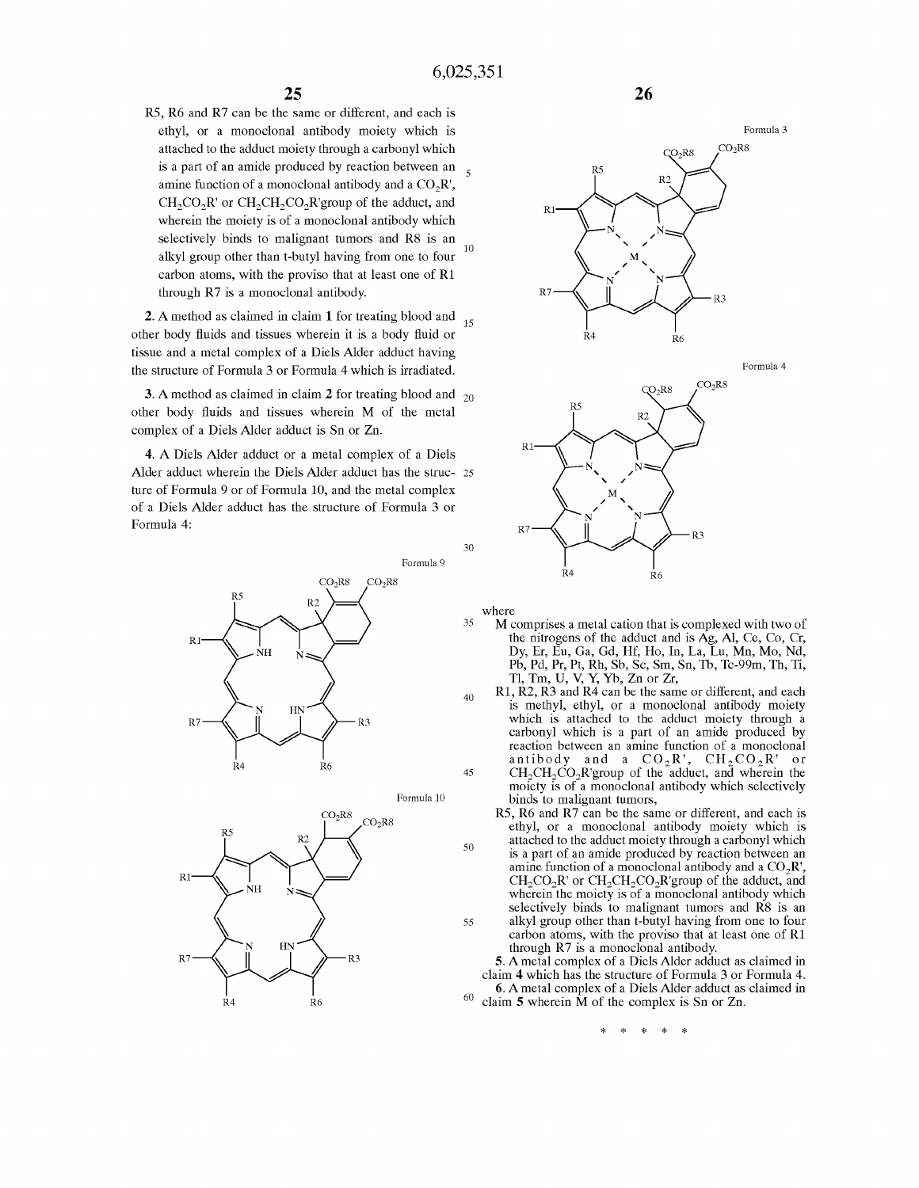R5, R6 and R7 can be the same or different, and each is ethyl, or a monoclonal antibody moiety which is attached to the adduct moiety through a carbonyl which is a part of an amide produced by reaction between an amine function of a monoclonal antibody and a $CO_2R'$, $CH_2CO_2R'$ or $CH_2CH_2CO_2R'$group of the adduct, and wherein the moiety is of a monoclonal antibody which selectively binds to malignant tumors and R8 is an alkyl group other than t-butyl having from one to four carbon atoms, with the proviso that at least one of R1 through R7 is a monoclonal antibody.

**2**. A method as claimed in claim **1** for treating blood and other body fluids and tissues wherein it is a body fluid or tissue and a metal complex of a Diels Alder adduct having the structure of Formula 3 or Formula 4 which is irradiated.

**3**. A method as claimed in claim **2** for treating blood and other body fluids and tissues wherein M of the metal complex of a Diels Alder adduct is Sn or Zn.

**4**. A Diels Alder adduct or a metal complex of a Diels Alder adduct wherein the Diels Alder adduct has the structure of Formula 9 or of Formula 10, and the metal complex of a Diels Alder adduct has the structure of Formula 3 or Formula 4:

Formula 9

Formula 10

Formula 3

Formula 4

where

M comprises a metal cation that is complexed with two of the nitrogens of the adduct and is Ag, Al, Ce, Co, Cr, Dy, Er, Eu, Ga, Gd, Hf, Ho, In, La, Lu, Mn, Mo, Nd, Pb, Pd, Pr, Pt, Rh, Sb, Sc, Sm, Sn, Tb, Tc-99m, Th, Ti, Tl, Tm, U, V, Y, Yb, Zn or Zr,

R1, R2, R3 and R4 can be the same or different, and each is methyl, ethyl, or a monoclonal antibody moiety which is attached to the adduct moiety through a carbonyl which is a part of an amide produced by reaction between an amine function of a monoclonal antibody and a $CO_2R'$, $CH_2CO_2R'$ or $CH_2CH_2CO_2R'$group of the adduct, and wherein the moiety is of a monoclonal antibody which selectively binds to malignant tumors,

R5, R6 and R7 can be the same or different, and each is ethyl, or a monoclonal antibody moiety which is attached to the adduct moiety through a carbonyl which is a part of an amide produced by reaction between an amine function of a monoclonal antibody and a $CO_2R'$, $CH_2CO_2R'$ or $CH_2CH_2CO_2R'$group of the adduct, and wherein the moiety is of a monoclonal antibody which selectively binds to malignant tumors and R8 is an alkyl group other than t-butyl having from one to four carbon atoms, with the proviso that at least one of R1 through R7 is a monoclonal antibody.

**5**. A metal complex of a Diels Alder adduct as claimed in claim **4** which has the structure of Formula 3 or Formula 4.

**6**. A metal complex of a Diels Alder adduct as claimed in claim **5** wherein M of the complex is Sn or Zn.

* * * * *